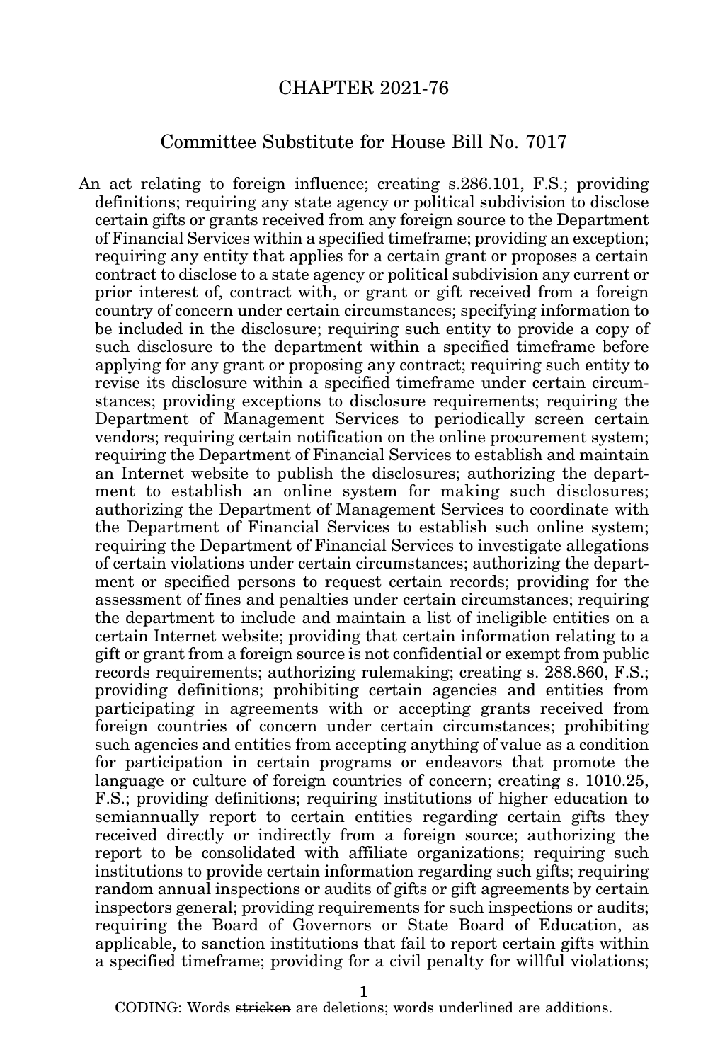# CHAPTER 2021-76

## Committee Substitute for House Bill No. 7017

An act relating to foreign influence; creating s.286.101, F.S.; providing definitions; requiring any state agency or political subdivision to disclose certain gifts or grants received from any foreign source to the Department of Financial Services within a specified timeframe; providing an exception; requiring any entity that applies for a certain grant or proposes a certain contract to disclose to a state agency or political subdivision any current or prior interest of, contract with, or grant or gift received from a foreign country of concern under certain circumstances; specifying information to be included in the disclosure; requiring such entity to provide a copy of such disclosure to the department within a specified timeframe before applying for any grant or proposing any contract; requiring such entity to revise its disclosure within a specified timeframe under certain circumstances; providing exceptions to disclosure requirements; requiring the Department of Management Services to periodically screen certain vendors; requiring certain notification on the online procurement system; requiring the Department of Financial Services to establish and maintain an Internet website to publish the disclosures; authorizing the department to establish an online system for making such disclosures; authorizing the Department of Management Services to coordinate with the Department of Financial Services to establish such online system; requiring the Department of Financial Services to investigate allegations of certain violations under certain circumstances; authorizing the department or specified persons to request certain records; providing for the assessment of fines and penalties under certain circumstances; requiring the department to include and maintain a list of ineligible entities on a certain Internet website; providing that certain information relating to a gift or grant from a foreign source is not confidential or exempt from public records requirements; authorizing rulemaking; creating s. 288.860, F.S.; providing definitions; prohibiting certain agencies and entities from participating in agreements with or accepting grants received from foreign countries of concern under certain circumstances; prohibiting such agencies and entities from accepting anything of value as a condition for participation in certain programs or endeavors that promote the language or culture of foreign countries of concern; creating s. 1010.25, F.S.; providing definitions; requiring institutions of higher education to semiannually report to certain entities regarding certain gifts they received directly or indirectly from a foreign source; authorizing the report to be consolidated with affiliate organizations; requiring such institutions to provide certain information regarding such gifts; requiring random annual inspections or audits of gifts or gift agreements by certain inspectors general; providing requirements for such inspections or audits; requiring the Board of Governors or State Board of Education, as applicable, to sanction institutions that fail to report certain gifts within a specified timeframe; providing for a civil penalty for willful violations;

CODING: Words ~~stricken~~ are deletions; words <u>underlined</u> are additions.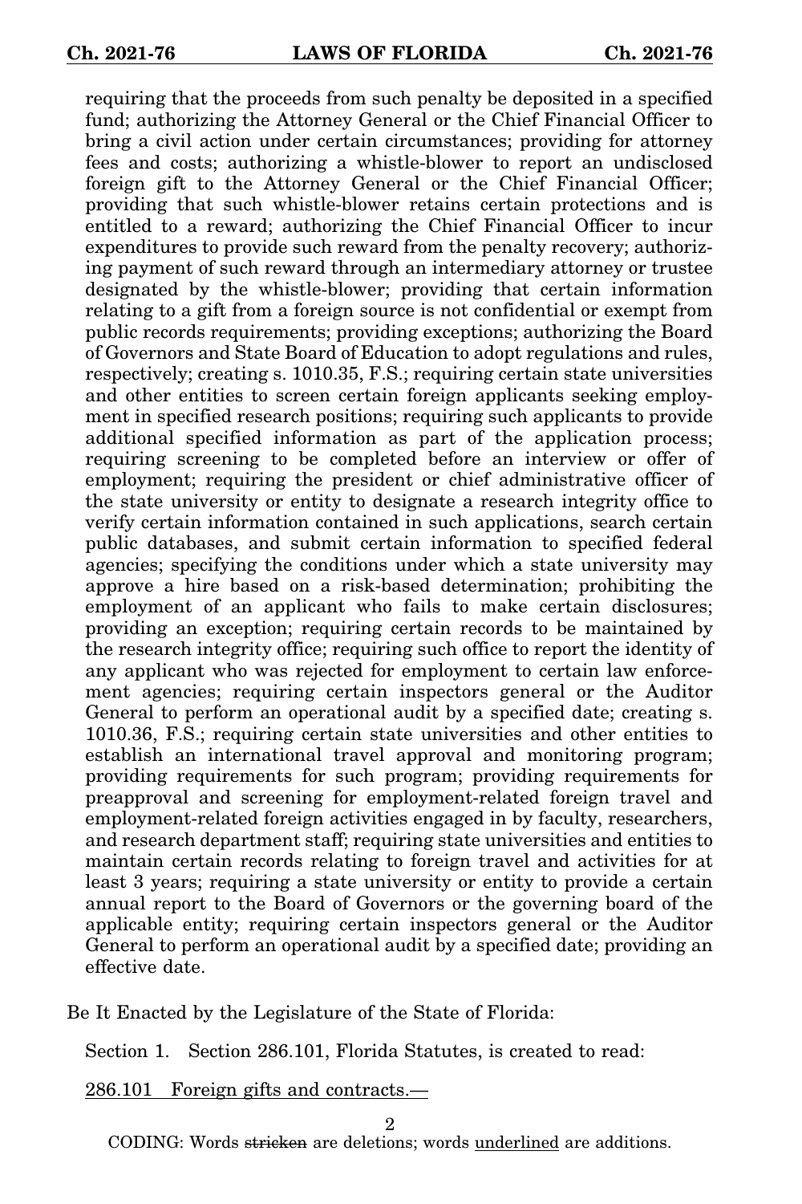requiring that the proceeds from such penalty be deposited in a specified fund; authorizing the Attorney General or the Chief Financial Officer to bring a civil action under certain circumstances; providing for attorney fees and costs; authorizing a whistle-blower to report an undisclosed foreign gift to the Attorney General or the Chief Financial Officer; providing that such whistle-blower retains certain protections and is entitled to a reward; authorizing the Chief Financial Officer to incur expenditures to provide such reward from the penalty recovery; authorizing payment of such reward through an intermediary attorney or trustee designated by the whistle-blower; providing that certain information relating to a gift from a foreign source is not confidential or exempt from public records requirements; providing exceptions; authorizing the Board of Governors and State Board of Education to adopt regulations and rules, respectively; creating s. 1010.35, F.S.; requiring certain state universities and other entities to screen certain foreign applicants seeking employment in specified research positions; requiring such applicants to provide additional specified information as part of the application process; requiring screening to be completed before an interview or offer of employment; requiring the president or chief administrative officer of the state university or entity to designate a research integrity office to verify certain information contained in such applications, search certain public databases, and submit certain information to specified federal agencies; specifying the conditions under which a state university may approve a hire based on a risk-based determination; prohibiting the employment of an applicant who fails to make certain disclosures; providing an exception; requiring certain records to be maintained by the research integrity office; requiring such office to report the identity of any applicant who was rejected for employment to certain law enforcement agencies; requiring certain inspectors general or the Auditor General to perform an operational audit by a specified date; creating s. 1010.36, F.S.; requiring certain state universities and other entities to establish an international travel approval and monitoring program; providing requirements for such program; providing requirements for preapproval and screening for employment-related foreign travel and employment-related foreign activities engaged in by faculty, researchers, and research department staff; requiring state universities and entities to maintain certain records relating to foreign travel and activities for at least 3 years; requiring a state university or entity to provide a certain annual report to the Board of Governors or the governing board of the applicable entity; requiring certain inspectors general or the Auditor General to perform an operational audit by a specified date; providing an effective date.

Be It Enacted by the Legislature of the State of Florida:

Section 1. Section 286.101, Florida Statutes, is created to read:

286.101 Foreign gifts and contracts.—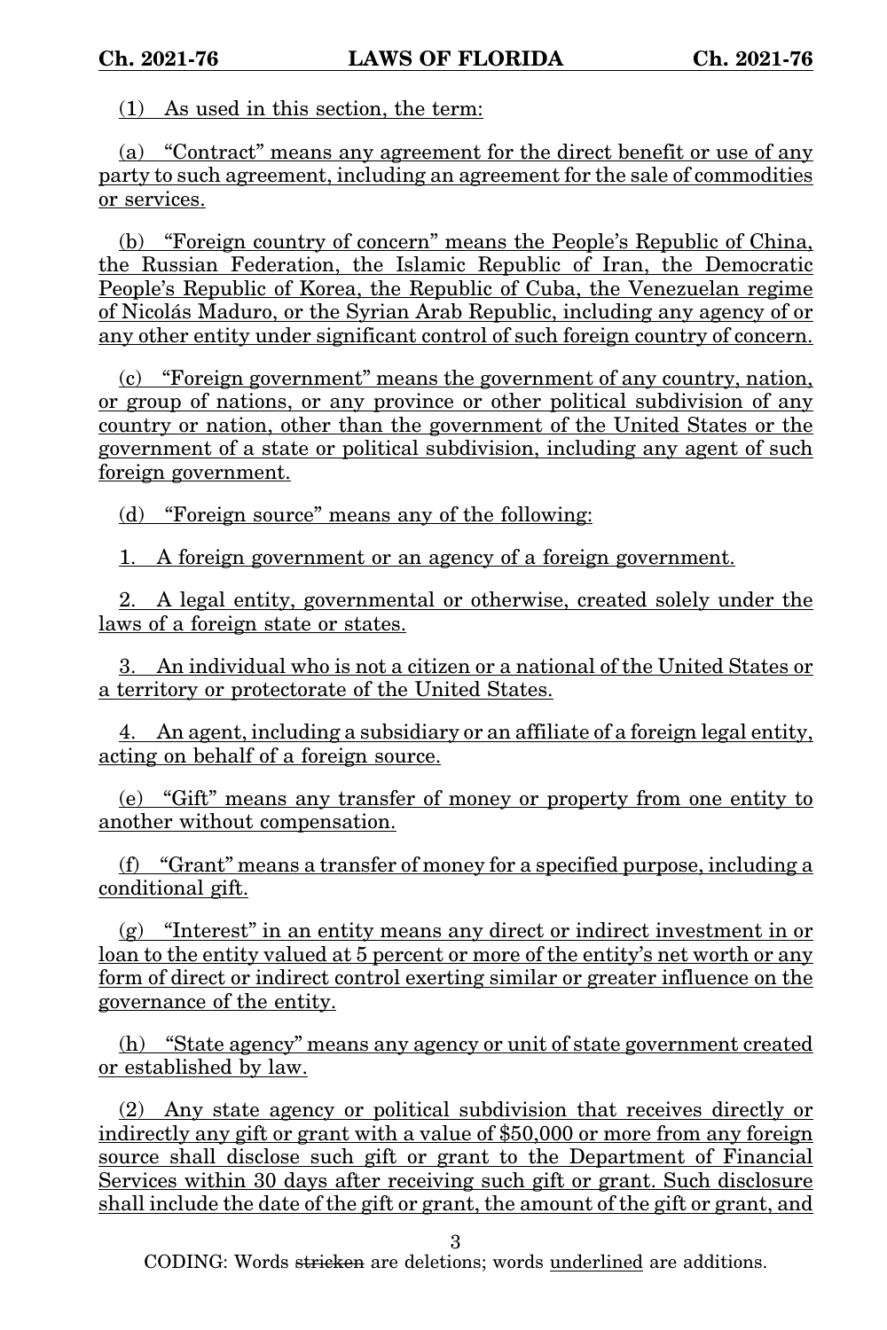(1) As used in this section, the term:

(a) "Contract" means any agreement for the direct benefit or use of any party to such agreement, including an agreement for the sale of commodities or services.

(b) "Foreign country of concern" means the People's Republic of China, the Russian Federation, the Islamic Republic of Iran, the Democratic People's Republic of Korea, the Republic of Cuba, the Venezuelan regime of Nicolás Maduro, or the Syrian Arab Republic, including any agency of or any other entity under significant control of such foreign country of concern.

(c) "Foreign government" means the government of any country, nation, or group of nations, or any province or other political subdivision of any country or nation, other than the government of the United States or the government of a state or political subdivision, including any agent of such foreign government.

(d) "Foreign source" means any of the following:

1. A foreign government or an agency of a foreign government.

2. A legal entity, governmental or otherwise, created solely under the laws of a foreign state or states.

3. An individual who is not a citizen or a national of the United States or a territory or protectorate of the United States.

4. An agent, including a subsidiary or an affiliate of a foreign legal entity, acting on behalf of a foreign source.

(e) "Gift" means any transfer of money or property from one entity to another without compensation.

(f) "Grant" means a transfer of money for a specified purpose, including a conditional gift.

(g) "Interest" in an entity means any direct or indirect investment in or loan to the entity valued at 5 percent or more of the entity's net worth or any form of direct or indirect control exerting similar or greater influence on the governance of the entity.

(h) "State agency" means any agency or unit of state government created or established by law.

(2) Any state agency or political subdivision that receives directly or indirectly any gift or grant with a value of $50,000 or more from any foreign source shall disclose such gift or grant to the Department of Financial Services within 30 days after receiving such gift or grant. Such disclosure shall include the date of the gift or grant, the amount of the gift or grant, and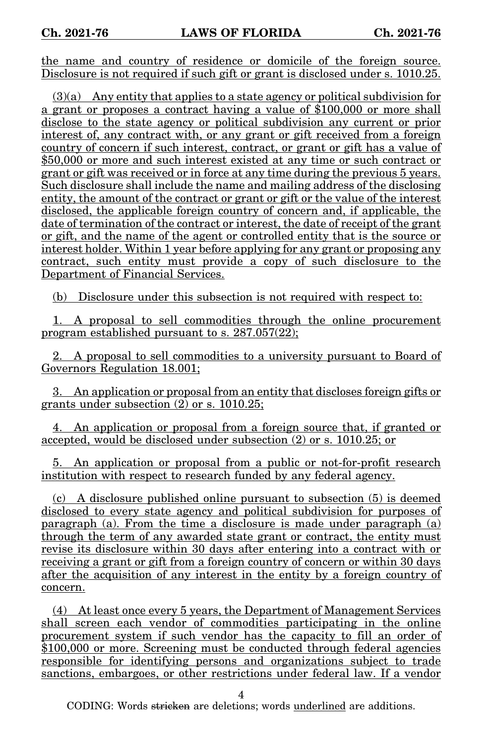the name and country of residence or domicile of the foreign source. Disclosure is not required if such gift or grant is disclosed under s. 1010.25.

(3)(a) Any entity that applies to a state agency or political subdivision for a grant or proposes a contract having a value of $100,000 or more shall disclose to the state agency or political subdivision any current or prior interest of, any contract with, or any grant or gift received from a foreign country of concern if such interest, contract, or grant or gift has a value of $50,000 or more and such interest existed at any time or such contract or grant or gift was received or in force at any time during the previous 5 years. Such disclosure shall include the name and mailing address of the disclosing entity, the amount of the contract or grant or gift or the value of the interest disclosed, the applicable foreign country of concern and, if applicable, the date of termination of the contract or interest, the date of receipt of the grant or gift, and the name of the agent or controlled entity that is the source or interest holder. Within 1 year before applying for any grant or proposing any contract, such entity must provide a copy of such disclosure to the Department of Financial Services.

(b) Disclosure under this subsection is not required with respect to:

1. A proposal to sell commodities through the online procurement program established pursuant to s. 287.057(22);

2. A proposal to sell commodities to a university pursuant to Board of Governors Regulation 18.001;

3. An application or proposal from an entity that discloses foreign gifts or grants under subsection (2) or s. 1010.25;

4. An application or proposal from a foreign source that, if granted or accepted, would be disclosed under subsection (2) or s. 1010.25; or

5. An application or proposal from a public or not-for-profit research institution with respect to research funded by any federal agency.

(c) A disclosure published online pursuant to subsection (5) is deemed disclosed to every state agency and political subdivision for purposes of paragraph (a). From the time a disclosure is made under paragraph (a) through the term of any awarded state grant or contract, the entity must revise its disclosure within 30 days after entering into a contract with or receiving a grant or gift from a foreign country of concern or within 30 days after the acquisition of any interest in the entity by a foreign country of concern.

(4) At least once every 5 years, the Department of Management Services shall screen each vendor of commodities participating in the online procurement system if such vendor has the capacity to fill an order of $100,000 or more. Screening must be conducted through federal agencies responsible for identifying persons and organizations subject to trade sanctions, embargoes, or other restrictions under federal law. If a vendor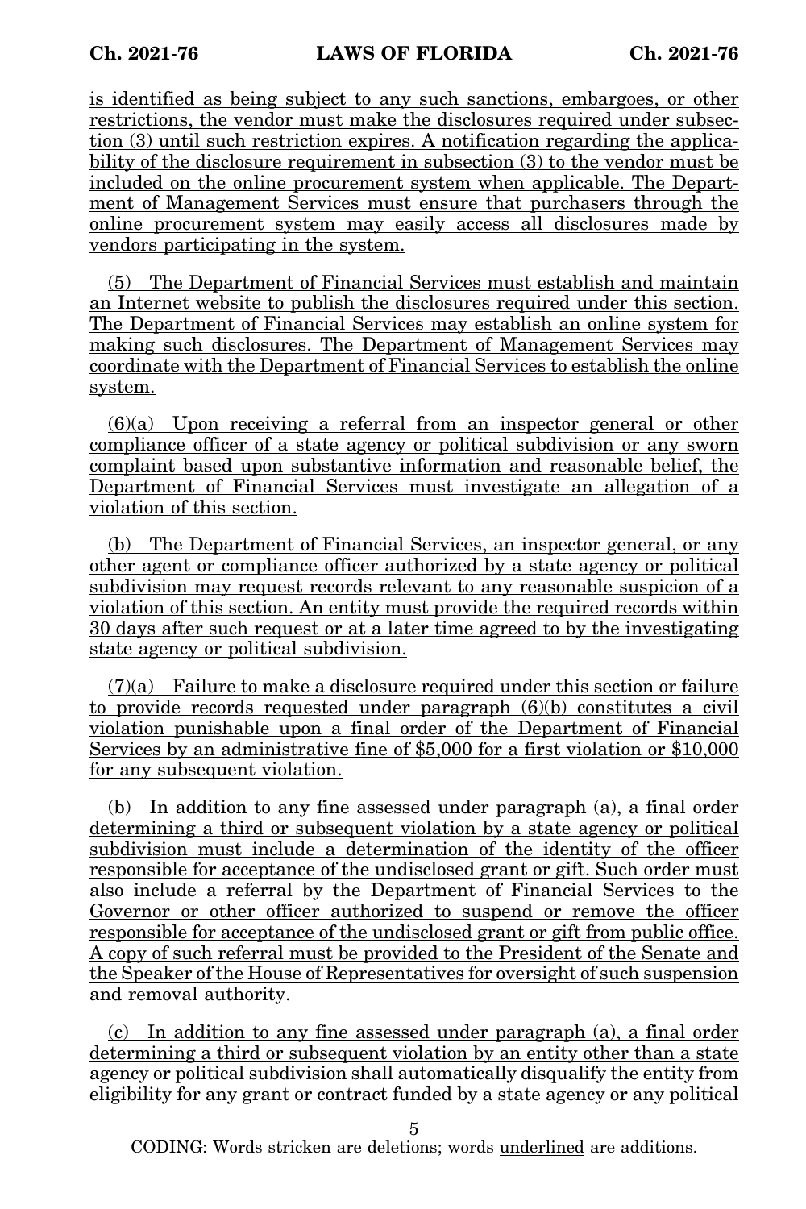is identified as being subject to any such sanctions, embargoes, or other restrictions, the vendor must make the disclosures required under subsection (3) until such restriction expires. A notification regarding the applicability of the disclosure requirement in subsection (3) to the vendor must be included on the online procurement system when applicable. The Department of Management Services must ensure that purchasers through the online procurement system may easily access all disclosures made by vendors participating in the system.

(5) The Department of Financial Services must establish and maintain an Internet website to publish the disclosures required under this section. The Department of Financial Services may establish an online system for making such disclosures. The Department of Management Services may coordinate with the Department of Financial Services to establish the online system.

(6)(a) Upon receiving a referral from an inspector general or other compliance officer of a state agency or political subdivision or any sworn complaint based upon substantive information and reasonable belief, the Department of Financial Services must investigate an allegation of a violation of this section.

(b) The Department of Financial Services, an inspector general, or any other agent or compliance officer authorized by a state agency or political subdivision may request records relevant to any reasonable suspicion of a violation of this section. An entity must provide the required records within 30 days after such request or at a later time agreed to by the investigating state agency or political subdivision.

(7)(a) Failure to make a disclosure required under this section or failure to provide records requested under paragraph (6)(b) constitutes a civil violation punishable upon a final order of the Department of Financial Services by an administrative fine of $5,000 for a first violation or $10,000 for any subsequent violation.

(b) In addition to any fine assessed under paragraph (a), a final order determining a third or subsequent violation by a state agency or political subdivision must include a determination of the identity of the officer responsible for acceptance of the undisclosed grant or gift. Such order must also include a referral by the Department of Financial Services to the Governor or other officer authorized to suspend or remove the officer responsible for acceptance of the undisclosed grant or gift from public office. A copy of such referral must be provided to the President of the Senate and the Speaker of the House of Representatives for oversight of such suspension and removal authority.

(c) In addition to any fine assessed under paragraph (a), a final order determining a third or subsequent violation by an entity other than a state agency or political subdivision shall automatically disqualify the entity from eligibility for any grant or contract funded by a state agency or any political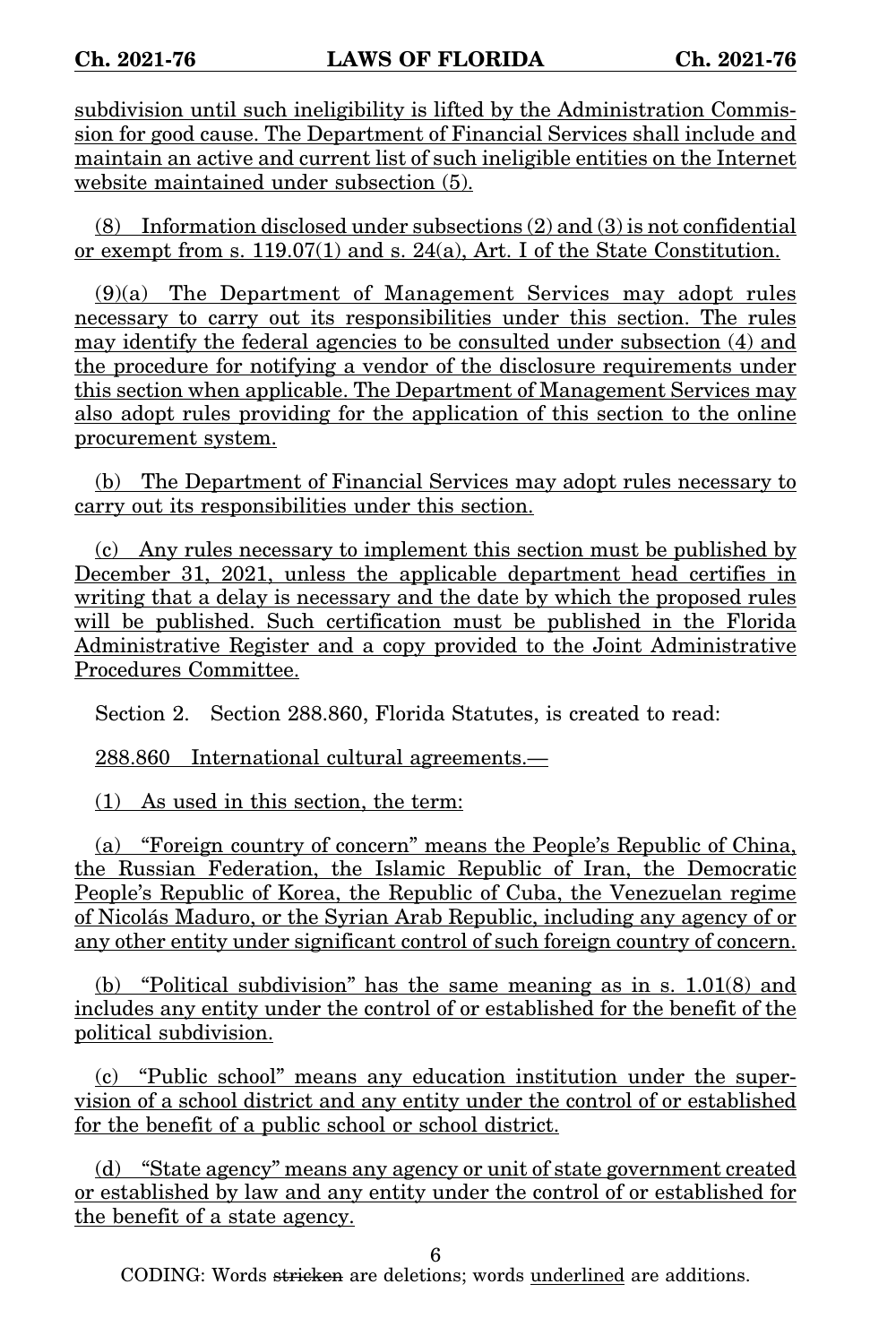subdivision until such ineligibility is lifted by the Administration Commission for good cause. The Department of Financial Services shall include and maintain an active and current list of such ineligible entities on the Internet website maintained under subsection (5).

(8) Information disclosed under subsections (2) and (3) is not confidential or exempt from s. 119.07(1) and s. 24(a), Art. I of the State Constitution.

(9)(a) The Department of Management Services may adopt rules necessary to carry out its responsibilities under this section. The rules may identify the federal agencies to be consulted under subsection (4) and the procedure for notifying a vendor of the disclosure requirements under this section when applicable. The Department of Management Services may also adopt rules providing for the application of this section to the online procurement system.

(b) The Department of Financial Services may adopt rules necessary to carry out its responsibilities under this section.

(c) Any rules necessary to implement this section must be published by December 31, 2021, unless the applicable department head certifies in writing that a delay is necessary and the date by which the proposed rules will be published. Such certification must be published in the Florida Administrative Register and a copy provided to the Joint Administrative Procedures Committee.

Section 2. Section 288.860, Florida Statutes, is created to read:

288.860 International cultural agreements.—

(1) As used in this section, the term:

(a) "Foreign country of concern" means the People's Republic of China, the Russian Federation, the Islamic Republic of Iran, the Democratic People's Republic of Korea, the Republic of Cuba, the Venezuelan regime of Nicolás Maduro, or the Syrian Arab Republic, including any agency of or any other entity under significant control of such foreign country of concern.

(b) "Political subdivision" has the same meaning as in s. 1.01(8) and includes any entity under the control of or established for the benefit of the political subdivision.

(c) "Public school" means any education institution under the supervision of a school district and any entity under the control of or established for the benefit of a public school or school district.

(d) "State agency" means any agency or unit of state government created or established by law and any entity under the control of or established for the benefit of a state agency.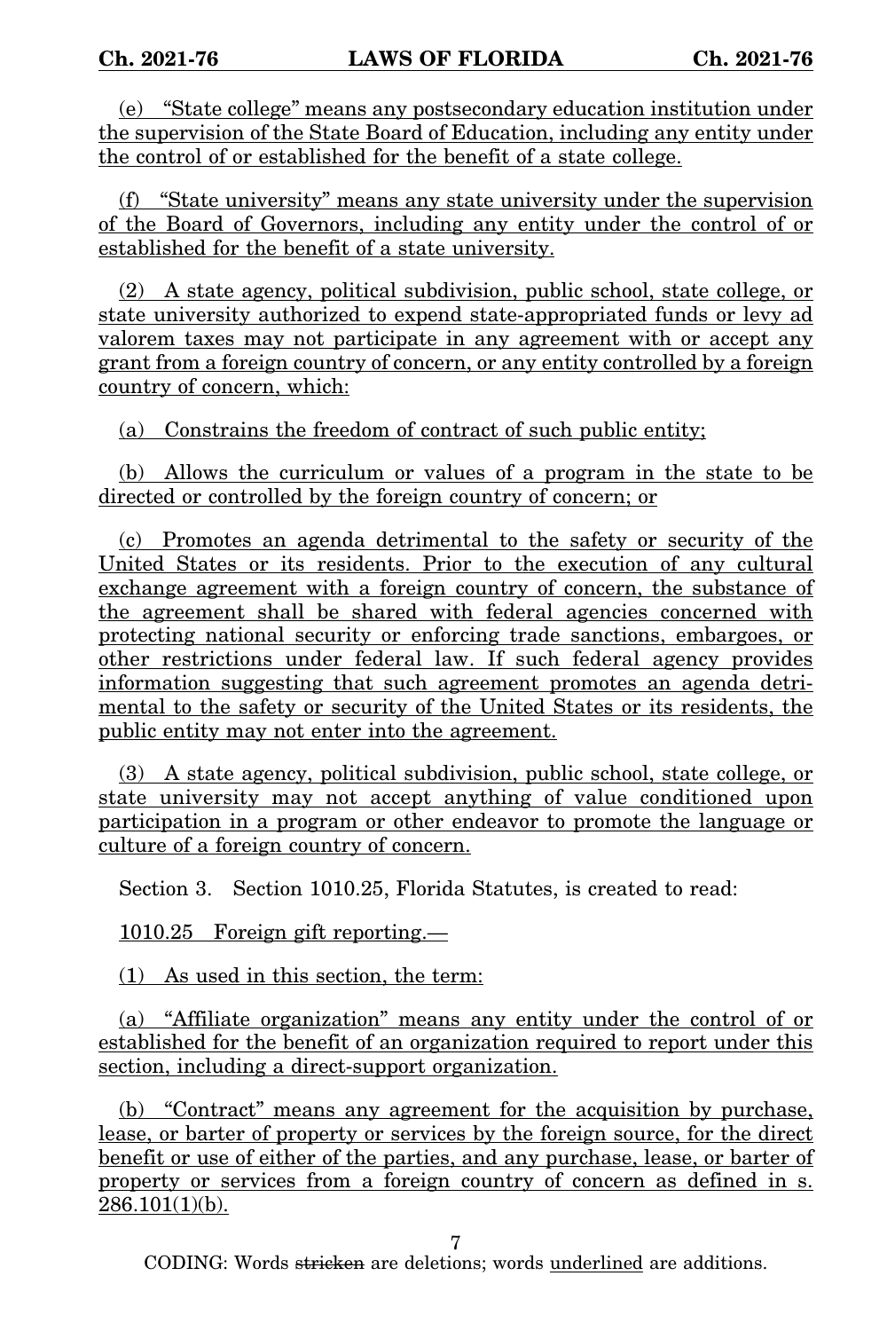(e) "State college" means any postsecondary education institution under the supervision of the State Board of Education, including any entity under the control of or established for the benefit of a state college.

(f) "State university" means any state university under the supervision of the Board of Governors, including any entity under the control of or established for the benefit of a state university.

(2) A state agency, political subdivision, public school, state college, or state university authorized to expend state-appropriated funds or levy ad valorem taxes may not participate in any agreement with or accept any grant from a foreign country of concern, or any entity controlled by a foreign country of concern, which:

(a) Constrains the freedom of contract of such public entity;

(b) Allows the curriculum or values of a program in the state to be directed or controlled by the foreign country of concern; or

(c) Promotes an agenda detrimental to the safety or security of the United States or its residents. Prior to the execution of any cultural exchange agreement with a foreign country of concern, the substance of the agreement shall be shared with federal agencies concerned with protecting national security or enforcing trade sanctions, embargoes, or other restrictions under federal law. If such federal agency provides information suggesting that such agreement promotes an agenda detrimental to the safety or security of the United States or its residents, the public entity may not enter into the agreement.

(3) A state agency, political subdivision, public school, state college, or state university may not accept anything of value conditioned upon participation in a program or other endeavor to promote the language or culture of a foreign country of concern.

Section 3. Section 1010.25, Florida Statutes, is created to read:

1010.25 Foreign gift reporting.—

(1) As used in this section, the term:

(a) "Affiliate organization" means any entity under the control of or established for the benefit of an organization required to report under this section, including a direct-support organization.

(b) "Contract" means any agreement for the acquisition by purchase, lease, or barter of property or services by the foreign source, for the direct benefit or use of either of the parties, and any purchase, lease, or barter of property or services from a foreign country of concern as defined in s. 286.101(1)(b).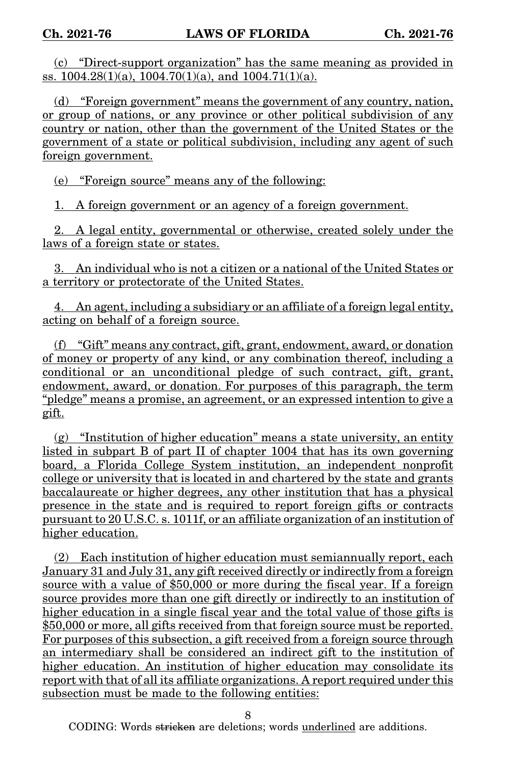(c) "Direct-support organization" has the same meaning as provided in ss. 1004.28(1)(a), 1004.70(1)(a), and 1004.71(1)(a).

(d) "Foreign government" means the government of any country, nation, or group of nations, or any province or other political subdivision of any country or nation, other than the government of the United States or the government of a state or political subdivision, including any agent of such foreign government.

(e) "Foreign source" means any of the following:

1. A foreign government or an agency of a foreign government.

2. A legal entity, governmental or otherwise, created solely under the laws of a foreign state or states.

3. An individual who is not a citizen or a national of the United States or a territory or protectorate of the United States.

4. An agent, including a subsidiary or an affiliate of a foreign legal entity, acting on behalf of a foreign source.

(f) "Gift" means any contract, gift, grant, endowment, award, or donation of money or property of any kind, or any combination thereof, including a conditional or an unconditional pledge of such contract, gift, grant, endowment, award, or donation. For purposes of this paragraph, the term "pledge" means a promise, an agreement, or an expressed intention to give a gift.

(g) "Institution of higher education" means a state university, an entity listed in subpart B of part II of chapter 1004 that has its own governing board, a Florida College System institution, an independent nonprofit college or university that is located in and chartered by the state and grants baccalaureate or higher degrees, any other institution that has a physical presence in the state and is required to report foreign gifts or contracts pursuant to 20 U.S.C. s. 1011f, or an affiliate organization of an institution of higher education.

(2) Each institution of higher education must semiannually report, each January 31 and July 31, any gift received directly or indirectly from a foreign source with a value of $50,000 or more during the fiscal year. If a foreign source provides more than one gift directly or indirectly to an institution of higher education in a single fiscal year and the total value of those gifts is $50,000 or more, all gifts received from that foreign source must be reported. For purposes of this subsection, a gift received from a foreign source through an intermediary shall be considered an indirect gift to the institution of higher education. An institution of higher education may consolidate its report with that of all its affiliate organizations. A report required under this subsection must be made to the following entities: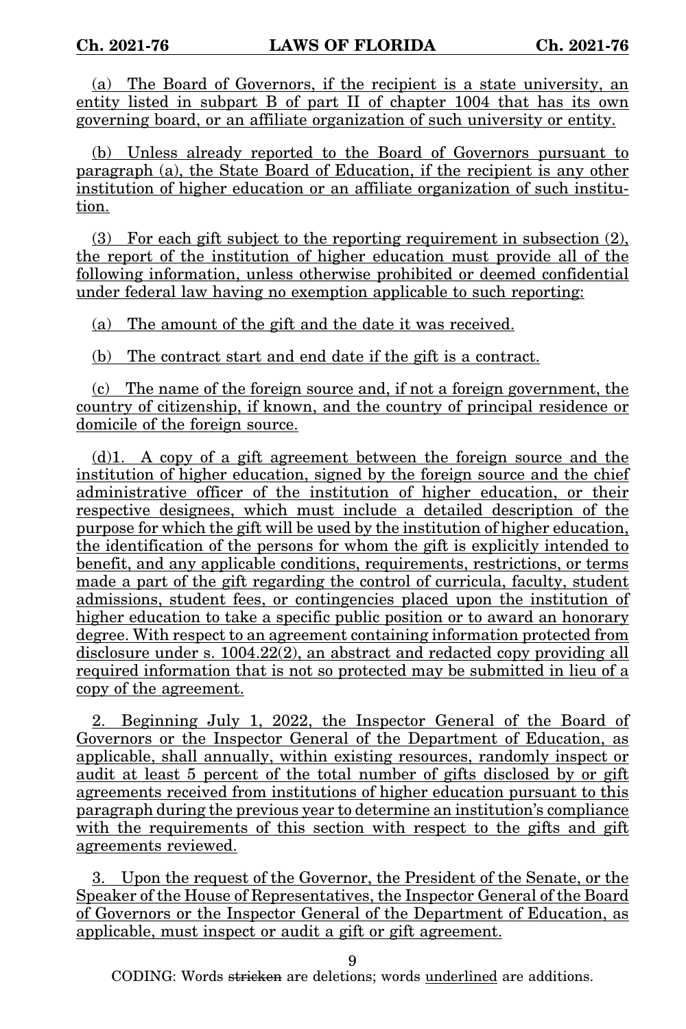(a) The Board of Governors, if the recipient is a state university, an entity listed in subpart B of part II of chapter 1004 that has its own governing board, or an affiliate organization of such university or entity.

(b) Unless already reported to the Board of Governors pursuant to paragraph (a), the State Board of Education, if the recipient is any other institution of higher education or an affiliate organization of such institution.

(3) For each gift subject to the reporting requirement in subsection (2), the report of the institution of higher education must provide all of the following information, unless otherwise prohibited or deemed confidential under federal law having no exemption applicable to such reporting:

(a) The amount of the gift and the date it was received.

(b) The contract start and end date if the gift is a contract.

(c) The name of the foreign source and, if not a foreign government, the country of citizenship, if known, and the country of principal residence or domicile of the foreign source.

(d)1. A copy of a gift agreement between the foreign source and the institution of higher education, signed by the foreign source and the chief administrative officer of the institution of higher education, or their respective designees, which must include a detailed description of the purpose for which the gift will be used by the institution of higher education, the identification of the persons for whom the gift is explicitly intended to benefit, and any applicable conditions, requirements, restrictions, or terms made a part of the gift regarding the control of curricula, faculty, student admissions, student fees, or contingencies placed upon the institution of higher education to take a specific public position or to award an honorary degree. With respect to an agreement containing information protected from disclosure under s. 1004.22(2), an abstract and redacted copy providing all required information that is not so protected may be submitted in lieu of a copy of the agreement.

2. Beginning July 1, 2022, the Inspector General of the Board of Governors or the Inspector General of the Department of Education, as applicable, shall annually, within existing resources, randomly inspect or audit at least 5 percent of the total number of gifts disclosed by or gift agreements received from institutions of higher education pursuant to this paragraph during the previous year to determine an institution's compliance with the requirements of this section with respect to the gifts and gift agreements reviewed.

3. Upon the request of the Governor, the President of the Senate, or the Speaker of the House of Representatives, the Inspector General of the Board of Governors or the Inspector General of the Department of Education, as applicable, must inspect or audit a gift or gift agreement.

CODING: Words ~~stricken~~ are deletions; words underlined are additions.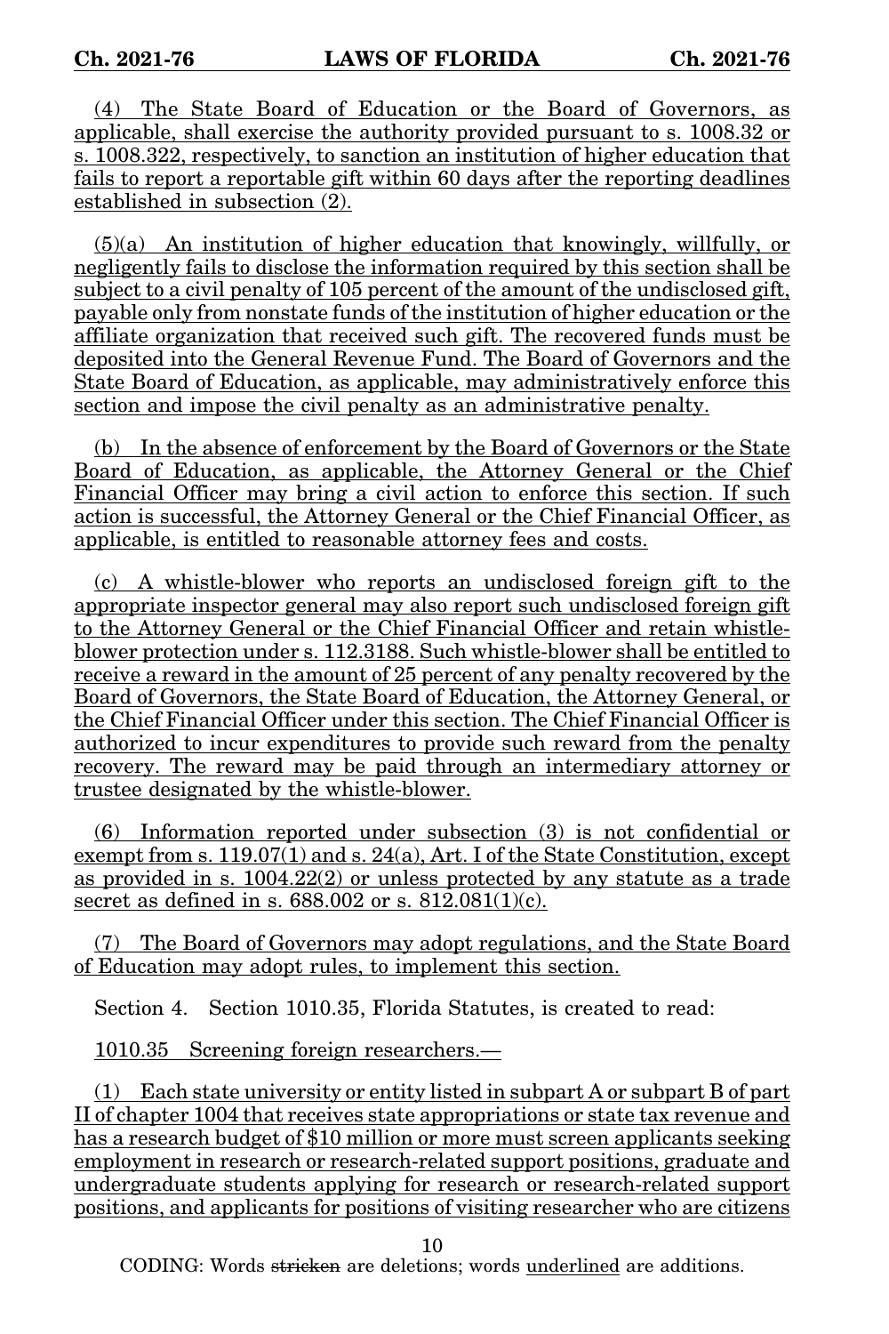(4) The State Board of Education or the Board of Governors, as applicable, shall exercise the authority provided pursuant to s. 1008.32 or s. 1008.322, respectively, to sanction an institution of higher education that fails to report a reportable gift within 60 days after the reporting deadlines established in subsection (2).

(5)(a) An institution of higher education that knowingly, willfully, or negligently fails to disclose the information required by this section shall be subject to a civil penalty of 105 percent of the amount of the undisclosed gift, payable only from nonstate funds of the institution of higher education or the affiliate organization that received such gift. The recovered funds must be deposited into the General Revenue Fund. The Board of Governors and the State Board of Education, as applicable, may administratively enforce this section and impose the civil penalty as an administrative penalty.

(b) In the absence of enforcement by the Board of Governors or the State Board of Education, as applicable, the Attorney General or the Chief Financial Officer may bring a civil action to enforce this section. If such action is successful, the Attorney General or the Chief Financial Officer, as applicable, is entitled to reasonable attorney fees and costs.

(c) A whistle-blower who reports an undisclosed foreign gift to the appropriate inspector general may also report such undisclosed foreign gift to the Attorney General or the Chief Financial Officer and retain whistle-blower protection under s. 112.3188. Such whistle-blower shall be entitled to receive a reward in the amount of 25 percent of any penalty recovered by the Board of Governors, the State Board of Education, the Attorney General, or the Chief Financial Officer under this section. The Chief Financial Officer is authorized to incur expenditures to provide such reward from the penalty recovery. The reward may be paid through an intermediary attorney or trustee designated by the whistle-blower.

(6) Information reported under subsection (3) is not confidential or exempt from s. 119.07(1) and s. 24(a), Art. I of the State Constitution, except as provided in s. 1004.22(2) or unless protected by any statute as a trade secret as defined in s. 688.002 or s. 812.081(1)(c).

(7) The Board of Governors may adopt regulations, and the State Board of Education may adopt rules, to implement this section.

Section 4. Section 1010.35, Florida Statutes, is created to read:

1010.35 Screening foreign researchers.—

(1) Each state university or entity listed in subpart A or subpart B of part II of chapter 1004 that receives state appropriations or state tax revenue and has a research budget of $10 million or more must screen applicants seeking employment in research or research-related support positions, graduate and undergraduate students applying for research or research-related support positions, and applicants for positions of visiting researcher who are citizens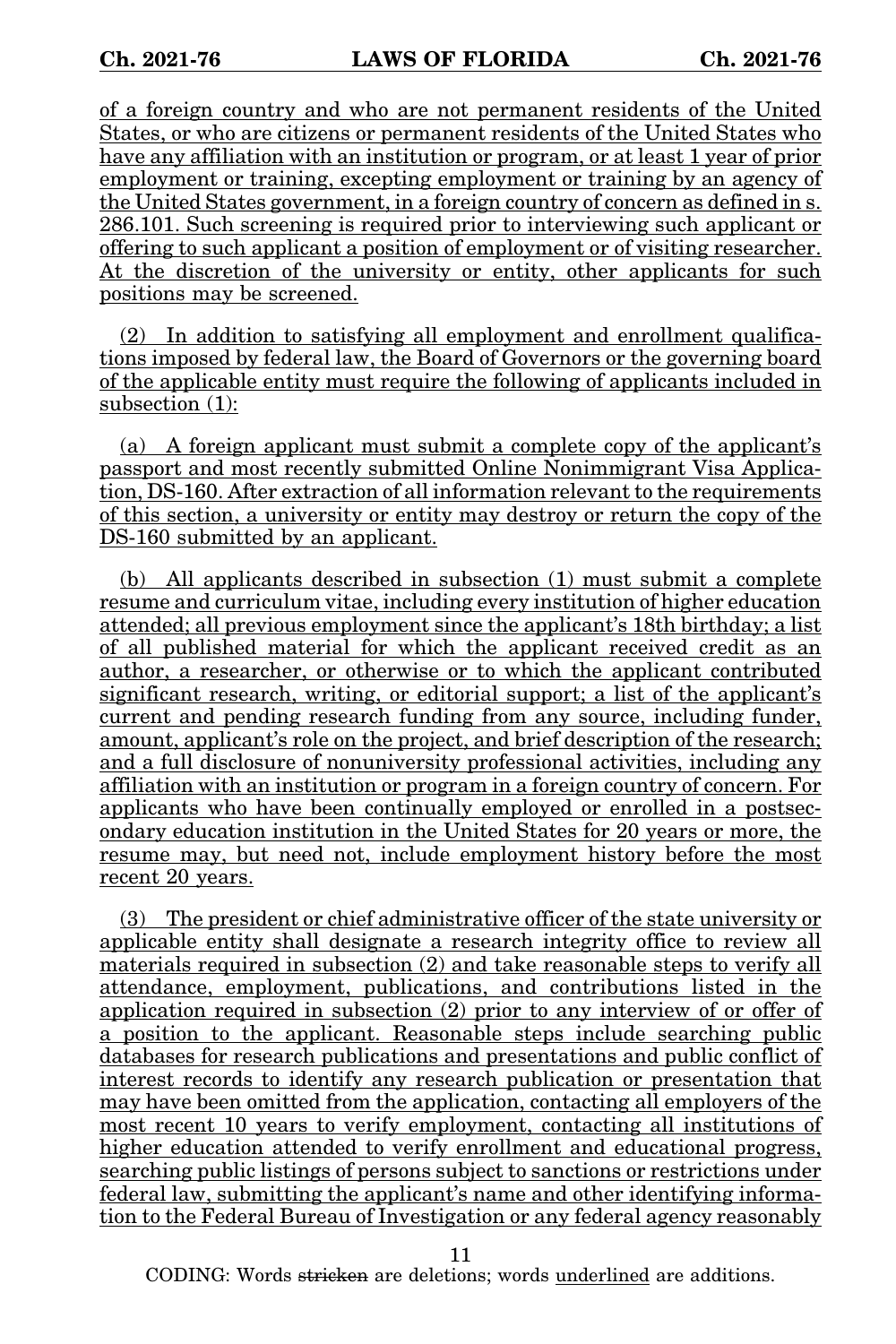of a foreign country and who are not permanent residents of the United States, or who are citizens or permanent residents of the United States who have any affiliation with an institution or program, or at least 1 year of prior employment or training, excepting employment or training by an agency of the United States government, in a foreign country of concern as defined in s. 286.101. Such screening is required prior to interviewing such applicant or offering to such applicant a position of employment or of visiting researcher. At the discretion of the university or entity, other applicants for such positions may be screened.

(2) In addition to satisfying all employment and enrollment qualifications imposed by federal law, the Board of Governors or the governing board of the applicable entity must require the following of applicants included in subsection (1):

(a) A foreign applicant must submit a complete copy of the applicant's passport and most recently submitted Online Nonimmigrant Visa Application, DS-160. After extraction of all information relevant to the requirements of this section, a university or entity may destroy or return the copy of the DS-160 submitted by an applicant.

(b) All applicants described in subsection (1) must submit a complete resume and curriculum vitae, including every institution of higher education attended; all previous employment since the applicant's 18th birthday; a list of all published material for which the applicant received credit as an author, a researcher, or otherwise or to which the applicant contributed significant research, writing, or editorial support; a list of the applicant's current and pending research funding from any source, including funder, amount, applicant's role on the project, and brief description of the research; and a full disclosure of nonuniversity professional activities, including any affiliation with an institution or program in a foreign country of concern. For applicants who have been continually employed or enrolled in a postsecondary education institution in the United States for 20 years or more, the resume may, but need not, include employment history before the most recent 20 years.

(3) The president or chief administrative officer of the state university or applicable entity shall designate a research integrity office to review all materials required in subsection (2) and take reasonable steps to verify all attendance, employment, publications, and contributions listed in the application required in subsection (2) prior to any interview of or offer of a position to the applicant. Reasonable steps include searching public databases for research publications and presentations and public conflict of interest records to identify any research publication or presentation that may have been omitted from the application, contacting all employers of the most recent 10 years to verify employment, contacting all institutions of higher education attended to verify enrollment and educational progress, searching public listings of persons subject to sanctions or restrictions under federal law, submitting the applicant's name and other identifying information to the Federal Bureau of Investigation or any federal agency reasonably

CODING: Words stricken are deletions; words underlined are additions.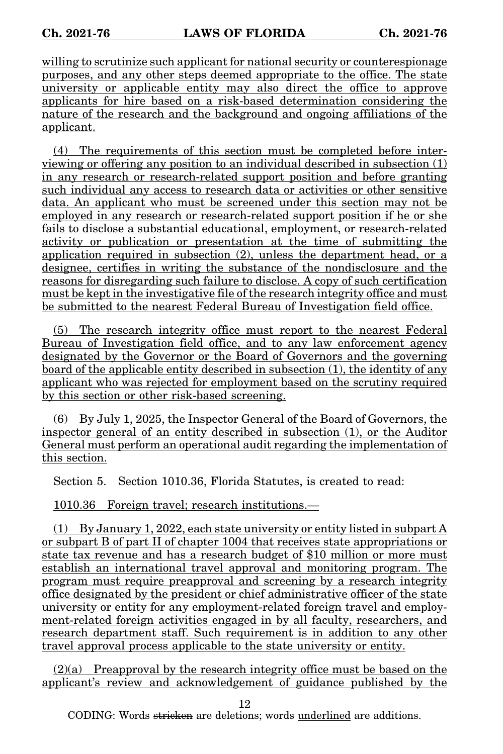willing to scrutinize such applicant for national security or counterespionage purposes, and any other steps deemed appropriate to the office. The state university or applicable entity may also direct the office to approve applicants for hire based on a risk-based determination considering the nature of the research and the background and ongoing affiliations of the applicant.

(4) The requirements of this section must be completed before interviewing or offering any position to an individual described in subsection (1) in any research or research-related support position and before granting such individual any access to research data or activities or other sensitive data. An applicant who must be screened under this section may not be employed in any research or research-related support position if he or she fails to disclose a substantial educational, employment, or research-related activity or publication or presentation at the time of submitting the application required in subsection (2), unless the department head, or a designee, certifies in writing the substance of the nondisclosure and the reasons for disregarding such failure to disclose. A copy of such certification must be kept in the investigative file of the research integrity office and must be submitted to the nearest Federal Bureau of Investigation field office.

(5) The research integrity office must report to the nearest Federal Bureau of Investigation field office, and to any law enforcement agency designated by the Governor or the Board of Governors and the governing board of the applicable entity described in subsection (1), the identity of any applicant who was rejected for employment based on the scrutiny required by this section or other risk-based screening.

(6) By July 1, 2025, the Inspector General of the Board of Governors, the inspector general of an entity described in subsection (1), or the Auditor General must perform an operational audit regarding the implementation of this section.

Section 5. Section 1010.36, Florida Statutes, is created to read:

1010.36 Foreign travel; research institutions.—

(1) By January 1, 2022, each state university or entity listed in subpart A or subpart B of part II of chapter 1004 that receives state appropriations or state tax revenue and has a research budget of $10 million or more must establish an international travel approval and monitoring program. The program must require preapproval and screening by a research integrity office designated by the president or chief administrative officer of the state university or entity for any employment-related foreign travel and employment-related foreign activities engaged in by all faculty, researchers, and research department staff. Such requirement is in addition to any other travel approval process applicable to the state university or entity.

(2)(a) Preapproval by the research integrity office must be based on the applicant's review and acknowledgement of guidance published by the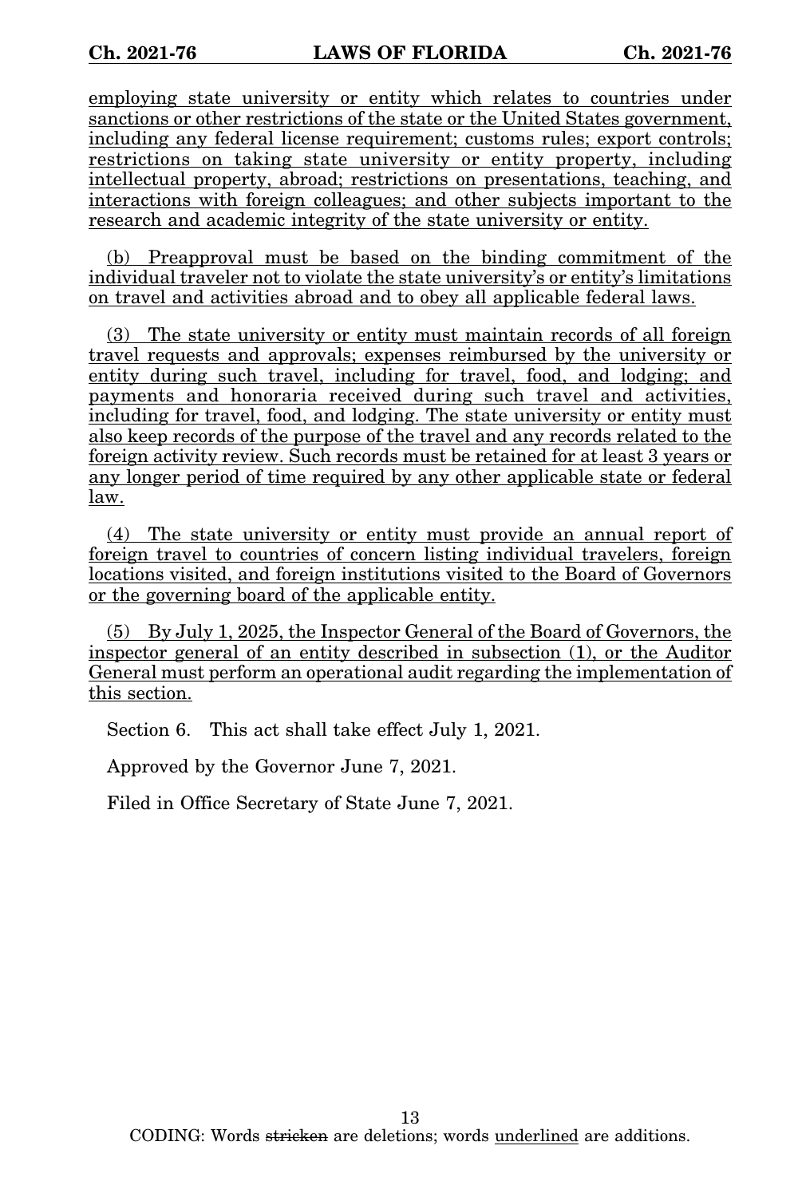employing state university or entity which relates to countries under sanctions or other restrictions of the state or the United States government, including any federal license requirement; customs rules; export controls; restrictions on taking state university or entity property, including intellectual property, abroad; restrictions on presentations, teaching, and interactions with foreign colleagues; and other subjects important to the research and academic integrity of the state university or entity.

(b) Preapproval must be based on the binding commitment of the individual traveler not to violate the state university's or entity's limitations on travel and activities abroad and to obey all applicable federal laws.

(3) The state university or entity must maintain records of all foreign travel requests and approvals; expenses reimbursed by the university or entity during such travel, including for travel, food, and lodging; and payments and honoraria received during such travel and activities, including for travel, food, and lodging. The state university or entity must also keep records of the purpose of the travel and any records related to the foreign activity review. Such records must be retained for at least 3 years or any longer period of time required by any other applicable state or federal law.

(4) The state university or entity must provide an annual report of foreign travel to countries of concern listing individual travelers, foreign locations visited, and foreign institutions visited to the Board of Governors or the governing board of the applicable entity.

(5) By July 1, 2025, the Inspector General of the Board of Governors, the inspector general of an entity described in subsection (1), or the Auditor General must perform an operational audit regarding the implementation of this section.

Section 6. This act shall take effect July 1, 2021.

Approved by the Governor June 7, 2021.

Filed in Office Secretary of State June 7, 2021.

CODING: Words ~~stricken~~ are deletions; words underlined are additions.